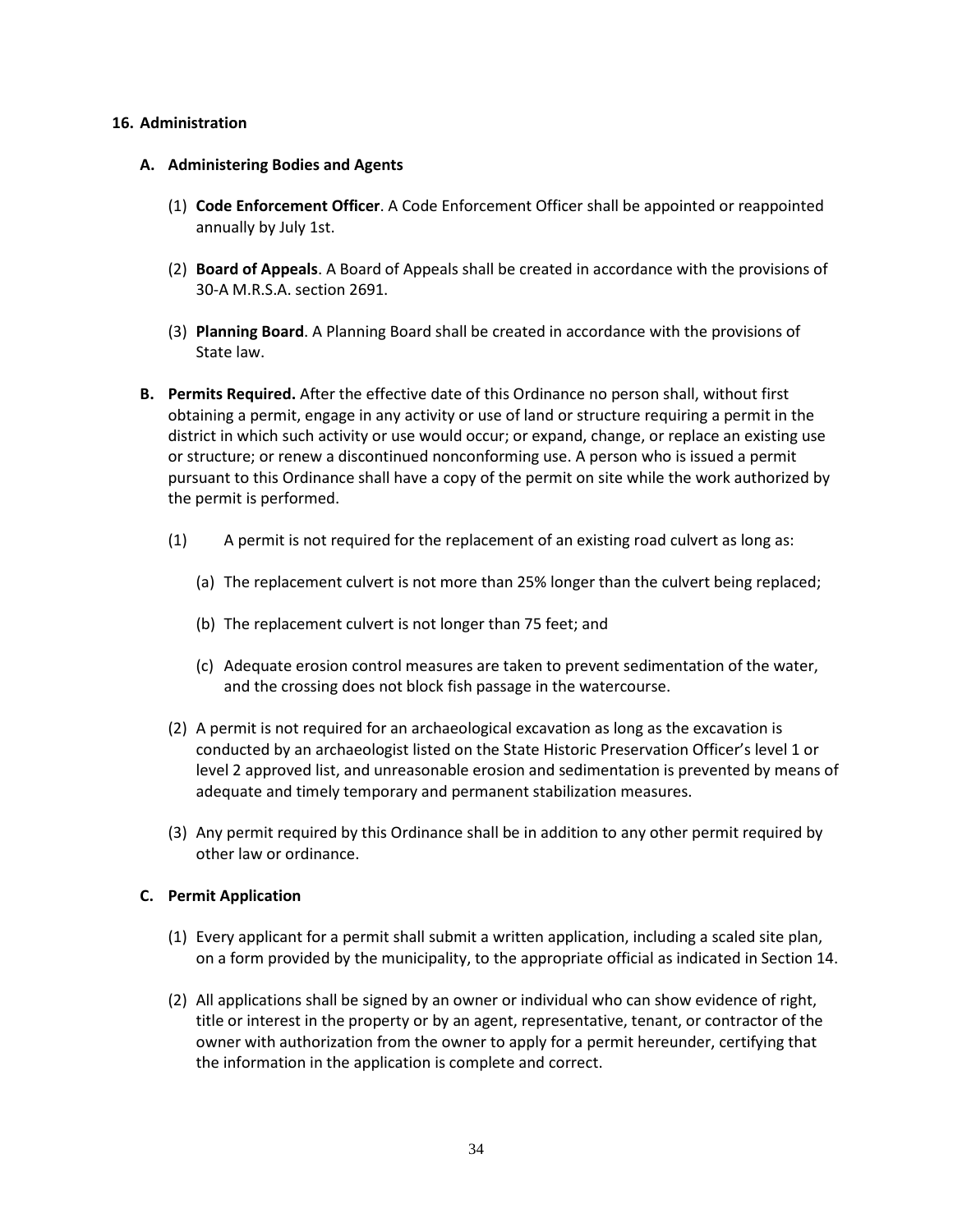## 16. Administration

### A. Administering Bodies and Agents

(1) **Code Enforcement Officer**. A Code Enforcement Officer shall be appointed or reappointed annually by July 1st.

(2) **Board of Appeals**. A Board of Appeals shall be created in accordance with the provisions of 30-A M.R.S.A. section 2691.

(3) **Planning Board**. A Planning Board shall be created in accordance with the provisions of State law.

**B. Permits Required.** After the effective date of this Ordinance no person shall, without first obtaining a permit, engage in any activity or use of land or structure requiring a permit in the district in which such activity or use would occur; or expand, change, or replace an existing use or structure; or renew a discontinued nonconforming use. A person who is issued a permit pursuant to this Ordinance shall have a copy of the permit on site while the work authorized by the permit is performed.

(1) A permit is not required for the replacement of an existing road culvert as long as:

(a) The replacement culvert is not more than 25% longer than the culvert being replaced;

(b) The replacement culvert is not longer than 75 feet; and

(c) Adequate erosion control measures are taken to prevent sedimentation of the water, and the crossing does not block fish passage in the watercourse.

(2) A permit is not required for an archaeological excavation as long as the excavation is conducted by an archaeologist listed on the State Historic Preservation Officer's level 1 or level 2 approved list, and unreasonable erosion and sedimentation is prevented by means of adequate and timely temporary and permanent stabilization measures.

(3) Any permit required by this Ordinance shall be in addition to any other permit required by other law or ordinance.

### C. Permit Application

(1) Every applicant for a permit shall submit a written application, including a scaled site plan, on a form provided by the municipality, to the appropriate official as indicated in Section 14.

(2) All applications shall be signed by an owner or individual who can show evidence of right, title or interest in the property or by an agent, representative, tenant, or contractor of the owner with authorization from the owner to apply for a permit hereunder, certifying that the information in the application is complete and correct.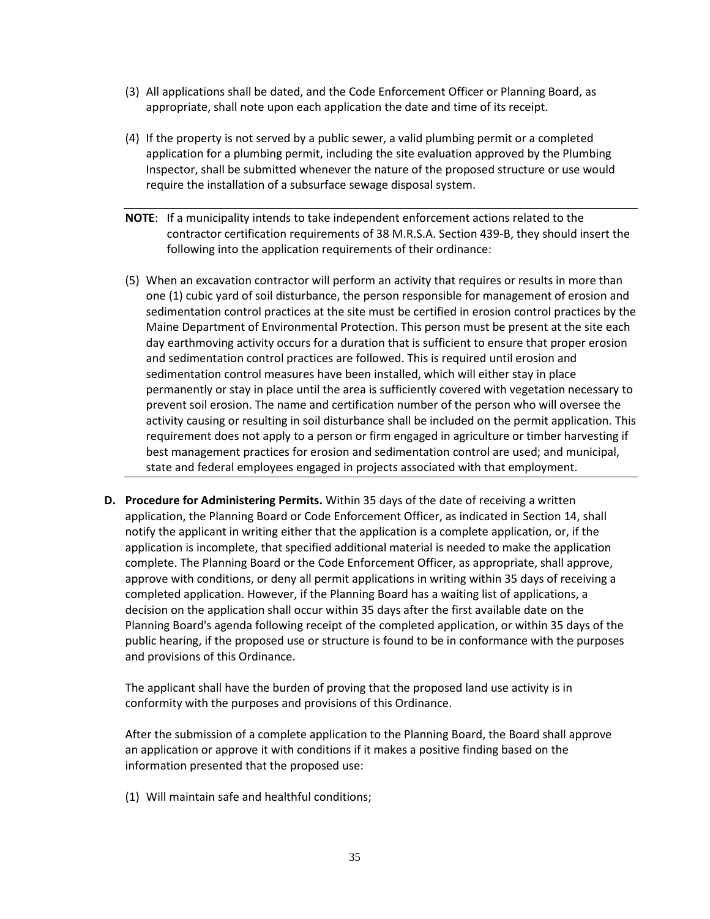(3) All applications shall be dated, and the Code Enforcement Officer or Planning Board, as appropriate, shall note upon each application the date and time of its receipt.

(4) If the property is not served by a public sewer, a valid plumbing permit or a completed application for a plumbing permit, including the site evaluation approved by the Plumbing Inspector, shall be submitted whenever the nature of the proposed structure or use would require the installation of a subsurface sewage disposal system.

---

**NOTE**: If a municipality intends to take independent enforcement actions related to the contractor certification requirements of 38 M.R.S.A. Section 439-B, they should insert the following into the application requirements of their ordinance:

(5) When an excavation contractor will perform an activity that requires or results in more than one (1) cubic yard of soil disturbance, the person responsible for management of erosion and sedimentation control practices at the site must be certified in erosion control practices by the Maine Department of Environmental Protection. This person must be present at the site each day earthmoving activity occurs for a duration that is sufficient to ensure that proper erosion and sedimentation control practices are followed. This is required until erosion and sedimentation control measures have been installed, which will either stay in place permanently or stay in place until the area is sufficiently covered with vegetation necessary to prevent soil erosion. The name and certification number of the person who will oversee the activity causing or resulting in soil disturbance shall be included on the permit application. This requirement does not apply to a person or firm engaged in agriculture or timber harvesting if best management practices for erosion and sedimentation control are used; and municipal, state and federal employees engaged in projects associated with that employment.

---

**D. Procedure for Administering Permits.** Within 35 days of the date of receiving a written application, the Planning Board or Code Enforcement Officer, as indicated in Section 14, shall notify the applicant in writing either that the application is a complete application, or, if the application is incomplete, that specified additional material is needed to make the application complete. The Planning Board or the Code Enforcement Officer, as appropriate, shall approve, approve with conditions, or deny all permit applications in writing within 35 days of receiving a completed application. However, if the Planning Board has a waiting list of applications, a decision on the application shall occur within 35 days after the first available date on the Planning Board's agenda following receipt of the completed application, or within 35 days of the public hearing, if the proposed use or structure is found to be in conformance with the purposes and provisions of this Ordinance.

The applicant shall have the burden of proving that the proposed land use activity is in conformity with the purposes and provisions of this Ordinance.

After the submission of a complete application to the Planning Board, the Board shall approve an application or approve it with conditions if it makes a positive finding based on the information presented that the proposed use:

(1) Will maintain safe and healthful conditions;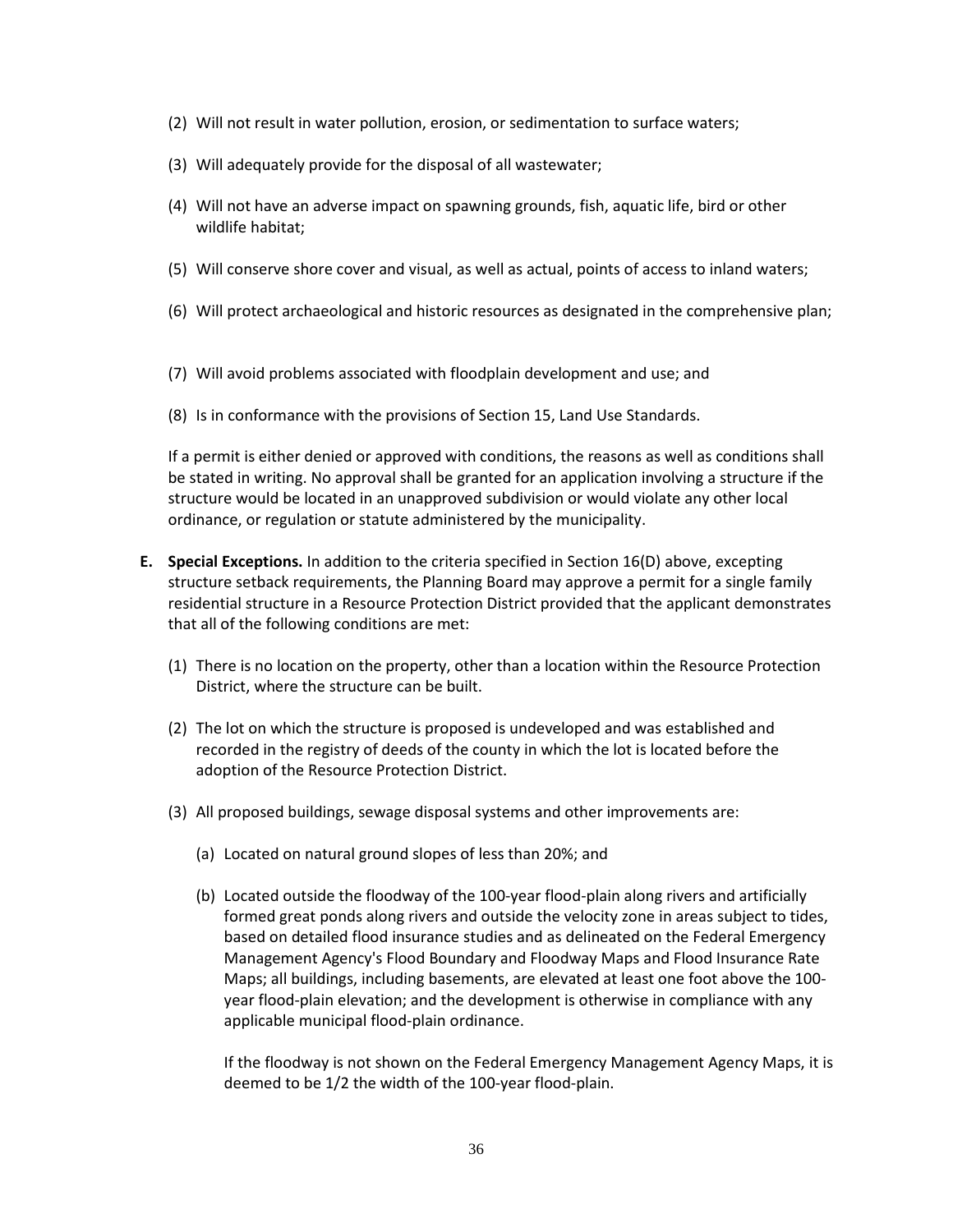(2) Will not result in water pollution, erosion, or sedimentation to surface waters;

(3) Will adequately provide for the disposal of all wastewater;

(4) Will not have an adverse impact on spawning grounds, fish, aquatic life, bird or other wildlife habitat;

(5) Will conserve shore cover and visual, as well as actual, points of access to inland waters;

(6) Will protect archaeological and historic resources as designated in the comprehensive plan;

(7) Will avoid problems associated with floodplain development and use; and

(8) Is in conformance with the provisions of Section 15, Land Use Standards.

If a permit is either denied or approved with conditions, the reasons as well as conditions shall be stated in writing. No approval shall be granted for an application involving a structure if the structure would be located in an unapproved subdivision or would violate any other local ordinance, or regulation or statute administered by the municipality.

**E. Special Exceptions.** In addition to the criteria specified in Section 16(D) above, excepting structure setback requirements, the Planning Board may approve a permit for a single family residential structure in a Resource Protection District provided that the applicant demonstrates that all of the following conditions are met:

(1) There is no location on the property, other than a location within the Resource Protection District, where the structure can be built.

(2) The lot on which the structure is proposed is undeveloped and was established and recorded in the registry of deeds of the county in which the lot is located before the adoption of the Resource Protection District.

(3) All proposed buildings, sewage disposal systems and other improvements are:

(a) Located on natural ground slopes of less than 20%; and

(b) Located outside the floodway of the 100-year flood-plain along rivers and artificially formed great ponds along rivers and outside the velocity zone in areas subject to tides, based on detailed flood insurance studies and as delineated on the Federal Emergency Management Agency's Flood Boundary and Floodway Maps and Flood Insurance Rate Maps; all buildings, including basements, are elevated at least one foot above the 100-year flood-plain elevation; and the development is otherwise in compliance with any applicable municipal flood-plain ordinance.

If the floodway is not shown on the Federal Emergency Management Agency Maps, it is deemed to be 1/2 the width of the 100-year flood-plain.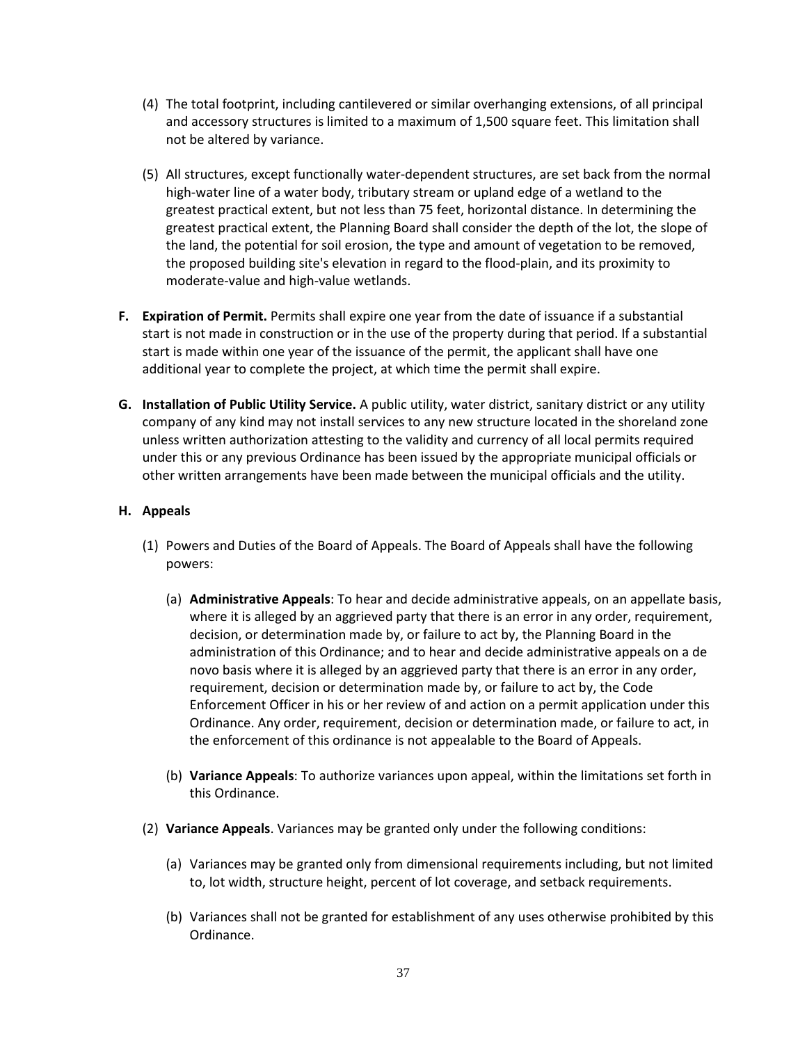(4) The total footprint, including cantilevered or similar overhanging extensions, of all principal and accessory structures is limited to a maximum of 1,500 square feet. This limitation shall not be altered by variance.

(5) All structures, except functionally water-dependent structures, are set back from the normal high-water line of a water body, tributary stream or upland edge of a wetland to the greatest practical extent, but not less than 75 feet, horizontal distance. In determining the greatest practical extent, the Planning Board shall consider the depth of the lot, the slope of the land, the potential for soil erosion, the type and amount of vegetation to be removed, the proposed building site's elevation in regard to the flood-plain, and its proximity to moderate-value and high-value wetlands.

**F. Expiration of Permit.** Permits shall expire one year from the date of issuance if a substantial start is not made in construction or in the use of the property during that period. If a substantial start is made within one year of the issuance of the permit, the applicant shall have one additional year to complete the project, at which time the permit shall expire.

**G. Installation of Public Utility Service.** A public utility, water district, sanitary district or any utility company of any kind may not install services to any new structure located in the shoreland zone unless written authorization attesting to the validity and currency of all local permits required under this or any previous Ordinance has been issued by the appropriate municipal officials or other written arrangements have been made between the municipal officials and the utility.

**H. Appeals**

(1) Powers and Duties of the Board of Appeals. The Board of Appeals shall have the following powers:

(a) **Administrative Appeals**: To hear and decide administrative appeals, on an appellate basis, where it is alleged by an aggrieved party that there is an error in any order, requirement, decision, or determination made by, or failure to act by, the Planning Board in the administration of this Ordinance; and to hear and decide administrative appeals on a de novo basis where it is alleged by an aggrieved party that there is an error in any order, requirement, decision or determination made by, or failure to act by, the Code Enforcement Officer in his or her review of and action on a permit application under this Ordinance. Any order, requirement, decision or determination made, or failure to act, in the enforcement of this ordinance is not appealable to the Board of Appeals.

(b) **Variance Appeals**: To authorize variances upon appeal, within the limitations set forth in this Ordinance.

(2) **Variance Appeals**. Variances may be granted only under the following conditions:

(a) Variances may be granted only from dimensional requirements including, but not limited to, lot width, structure height, percent of lot coverage, and setback requirements.

(b) Variances shall not be granted for establishment of any uses otherwise prohibited by this Ordinance.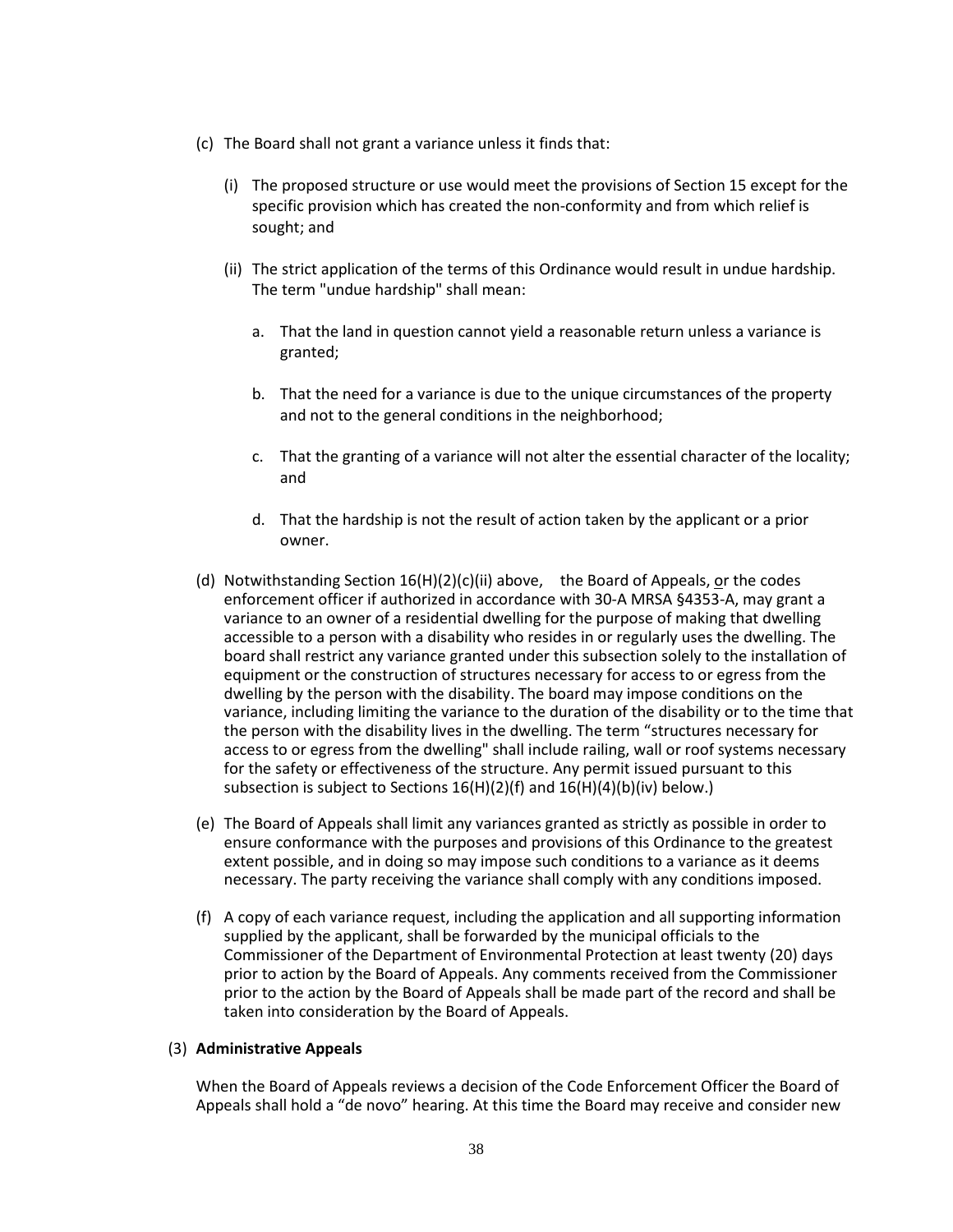(c) The Board shall not grant a variance unless it finds that:

   (i) The proposed structure or use would meet the provisions of Section 15 except for the specific provision which has created the non-conformity and from which relief is sought; and

   (ii) The strict application of the terms of this Ordinance would result in undue hardship. The term "undue hardship" shall mean:

      a. That the land in question cannot yield a reasonable return unless a variance is granted;

      b. That the need for a variance is due to the unique circumstances of the property and not to the general conditions in the neighborhood;

      c. That the granting of a variance will not alter the essential character of the locality; and

      d. That the hardship is not the result of action taken by the applicant or a prior owner.

(d) Notwithstanding Section 16(H)(2)(c)(ii) above, the Board of Appeals, or the codes enforcement officer if authorized in accordance with 30-A MRSA §4353-A, may grant a variance to an owner of a residential dwelling for the purpose of making that dwelling accessible to a person with a disability who resides in or regularly uses the dwelling. The board shall restrict any variance granted under this subsection solely to the installation of equipment or the construction of structures necessary for access to or egress from the dwelling by the person with the disability. The board may impose conditions on the variance, including limiting the variance to the duration of the disability or to the time that the person with the disability lives in the dwelling. The term "structures necessary for access to or egress from the dwelling" shall include railing, wall or roof systems necessary for the safety or effectiveness of the structure. Any permit issued pursuant to this subsection is subject to Sections 16(H)(2)(f) and 16(H)(4)(b)(iv) below.)

(e) The Board of Appeals shall limit any variances granted as strictly as possible in order to ensure conformance with the purposes and provisions of this Ordinance to the greatest extent possible, and in doing so may impose such conditions to a variance as it deems necessary. The party receiving the variance shall comply with any conditions imposed.

(f) A copy of each variance request, including the application and all supporting information supplied by the applicant, shall be forwarded by the municipal officials to the Commissioner of the Department of Environmental Protection at least twenty (20) days prior to action by the Board of Appeals. Any comments received from the Commissioner prior to the action by the Board of Appeals shall be made part of the record and shall be taken into consideration by the Board of Appeals.

(3) **Administrative Appeals**

When the Board of Appeals reviews a decision of the Code Enforcement Officer the Board of Appeals shall hold a "de novo" hearing. At this time the Board may receive and consider new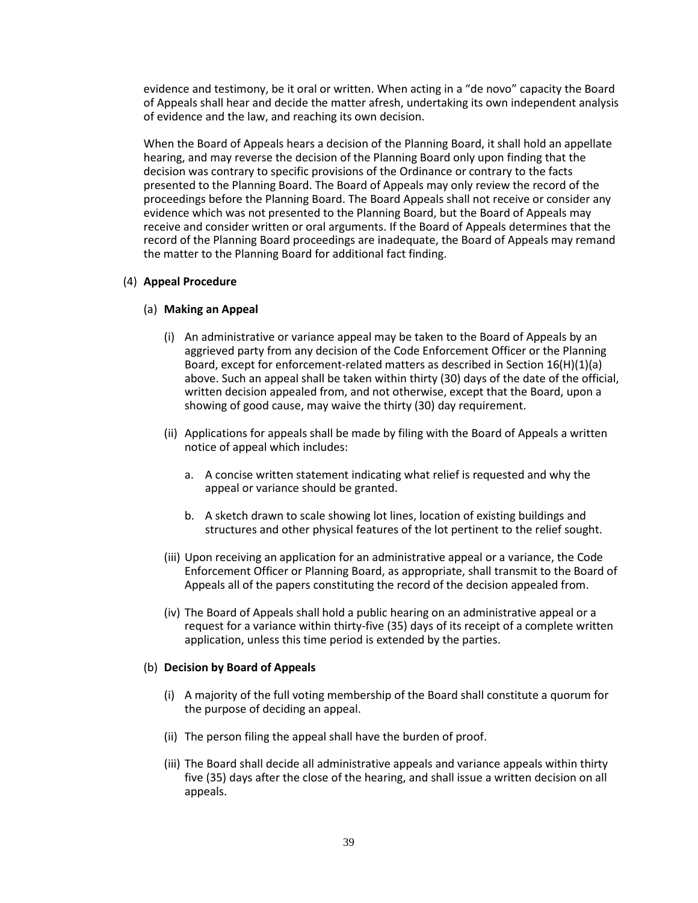evidence and testimony, be it oral or written. When acting in a "de novo" capacity the Board of Appeals shall hear and decide the matter afresh, undertaking its own independent analysis of evidence and the law, and reaching its own decision.

When the Board of Appeals hears a decision of the Planning Board, it shall hold an appellate hearing, and may reverse the decision of the Planning Board only upon finding that the decision was contrary to specific provisions of the Ordinance or contrary to the facts presented to the Planning Board. The Board of Appeals may only review the record of the proceedings before the Planning Board. The Board Appeals shall not receive or consider any evidence which was not presented to the Planning Board, but the Board of Appeals may receive and consider written or oral arguments. If the Board of Appeals determines that the record of the Planning Board proceedings are inadequate, the Board of Appeals may remand the matter to the Planning Board for additional fact finding.

(4) **Appeal Procedure**

(a) **Making an Appeal**

(i) An administrative or variance appeal may be taken to the Board of Appeals by an aggrieved party from any decision of the Code Enforcement Officer or the Planning Board, except for enforcement-related matters as described in Section 16(H)(1)(a) above. Such an appeal shall be taken within thirty (30) days of the date of the official, written decision appealed from, and not otherwise, except that the Board, upon a showing of good cause, may waive the thirty (30) day requirement.

(ii) Applications for appeals shall be made by filing with the Board of Appeals a written notice of appeal which includes:

a. A concise written statement indicating what relief is requested and why the appeal or variance should be granted.

b. A sketch drawn to scale showing lot lines, location of existing buildings and structures and other physical features of the lot pertinent to the relief sought.

(iii) Upon receiving an application for an administrative appeal or a variance, the Code Enforcement Officer or Planning Board, as appropriate, shall transmit to the Board of Appeals all of the papers constituting the record of the decision appealed from.

(iv) The Board of Appeals shall hold a public hearing on an administrative appeal or a request for a variance within thirty-five (35) days of its receipt of a complete written application, unless this time period is extended by the parties.

(b) **Decision by Board of Appeals**

(i) A majority of the full voting membership of the Board shall constitute a quorum for the purpose of deciding an appeal.

(ii) The person filing the appeal shall have the burden of proof.

(iii) The Board shall decide all administrative appeals and variance appeals within thirty five (35) days after the close of the hearing, and shall issue a written decision on all appeals.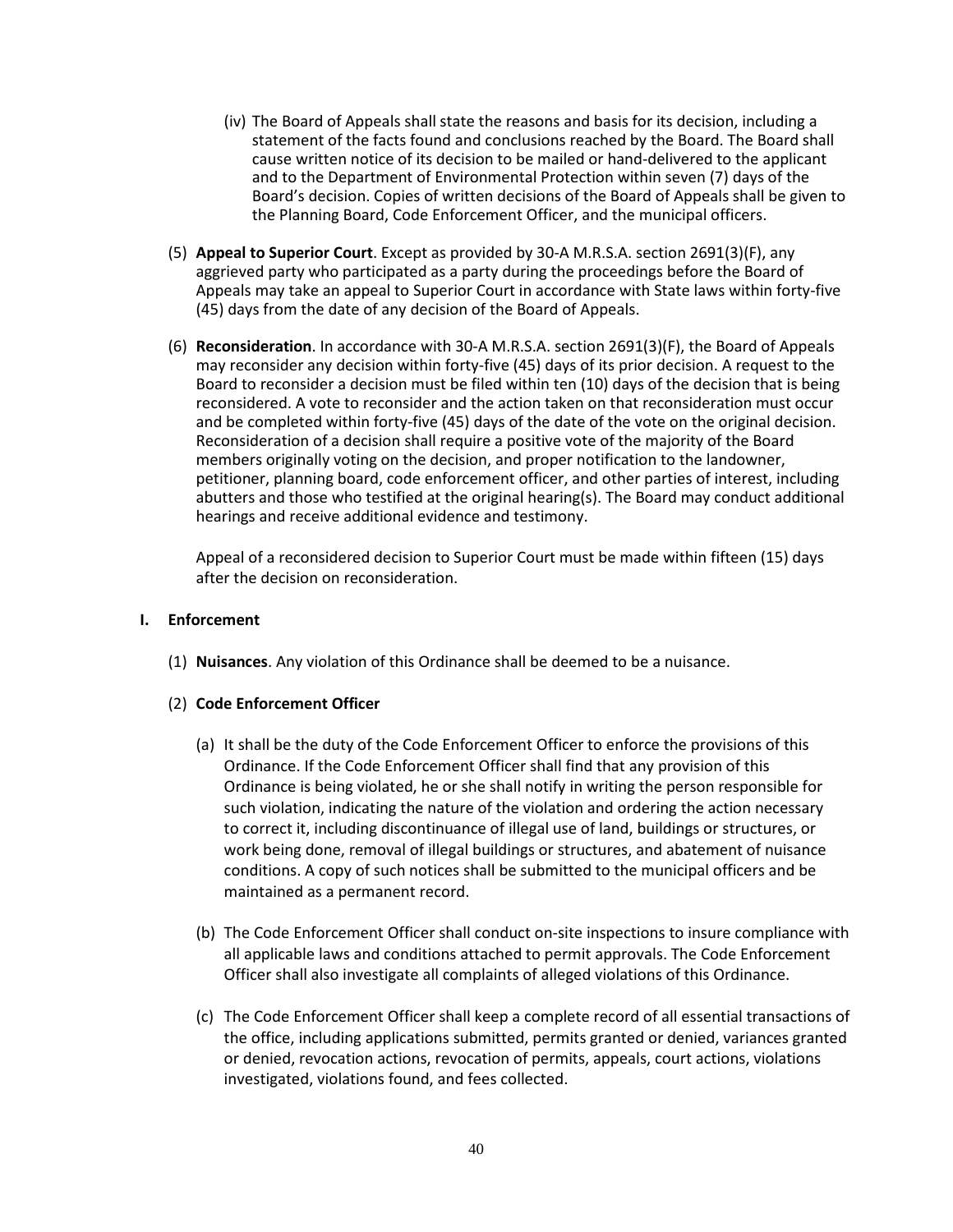(iv) The Board of Appeals shall state the reasons and basis for its decision, including a statement of the facts found and conclusions reached by the Board. The Board shall cause written notice of its decision to be mailed or hand-delivered to the applicant and to the Department of Environmental Protection within seven (7) days of the Board's decision. Copies of written decisions of the Board of Appeals shall be given to the Planning Board, Code Enforcement Officer, and the municipal officers.

(5) **Appeal to Superior Court**. Except as provided by 30-A M.R.S.A. section 2691(3)(F), any aggrieved party who participated as a party during the proceedings before the Board of Appeals may take an appeal to Superior Court in accordance with State laws within forty-five (45) days from the date of any decision of the Board of Appeals.

(6) **Reconsideration**. In accordance with 30-A M.R.S.A. section 2691(3)(F), the Board of Appeals may reconsider any decision within forty-five (45) days of its prior decision. A request to the Board to reconsider a decision must be filed within ten (10) days of the decision that is being reconsidered. A vote to reconsider and the action taken on that reconsideration must occur and be completed within forty-five (45) days of the date of the vote on the original decision. Reconsideration of a decision shall require a positive vote of the majority of the Board members originally voting on the decision, and proper notification to the landowner, petitioner, planning board, code enforcement officer, and other parties of interest, including abutters and those who testified at the original hearing(s). The Board may conduct additional hearings and receive additional evidence and testimony.

Appeal of a reconsidered decision to Superior Court must be made within fifteen (15) days after the decision on reconsideration.

**I. Enforcement**

(1) **Nuisances**. Any violation of this Ordinance shall be deemed to be a nuisance.

(2) **Code Enforcement Officer**

(a) It shall be the duty of the Code Enforcement Officer to enforce the provisions of this Ordinance. If the Code Enforcement Officer shall find that any provision of this Ordinance is being violated, he or she shall notify in writing the person responsible for such violation, indicating the nature of the violation and ordering the action necessary to correct it, including discontinuance of illegal use of land, buildings or structures, or work being done, removal of illegal buildings or structures, and abatement of nuisance conditions. A copy of such notices shall be submitted to the municipal officers and be maintained as a permanent record.

(b) The Code Enforcement Officer shall conduct on-site inspections to insure compliance with all applicable laws and conditions attached to permit approvals. The Code Enforcement Officer shall also investigate all complaints of alleged violations of this Ordinance.

(c) The Code Enforcement Officer shall keep a complete record of all essential transactions of the office, including applications submitted, permits granted or denied, variances granted or denied, revocation actions, revocation of permits, appeals, court actions, violations investigated, violations found, and fees collected.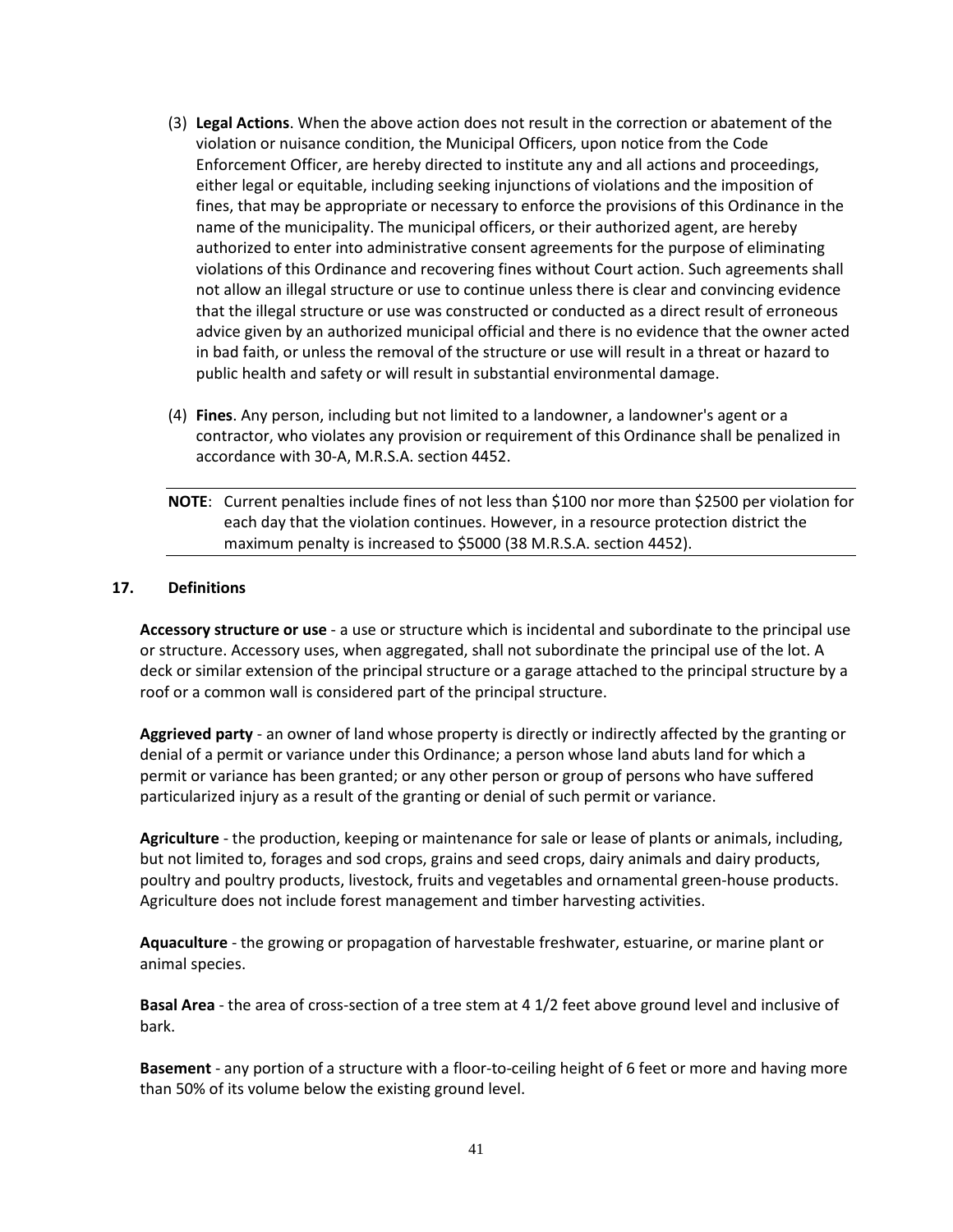(3) **Legal Actions**. When the above action does not result in the correction or abatement of the violation or nuisance condition, the Municipal Officers, upon notice from the Code Enforcement Officer, are hereby directed to institute any and all actions and proceedings, either legal or equitable, including seeking injunctions of violations and the imposition of fines, that may be appropriate or necessary to enforce the provisions of this Ordinance in the name of the municipality. The municipal officers, or their authorized agent, are hereby authorized to enter into administrative consent agreements for the purpose of eliminating violations of this Ordinance and recovering fines without Court action. Such agreements shall not allow an illegal structure or use to continue unless there is clear and convincing evidence that the illegal structure or use was constructed or conducted as a direct result of erroneous advice given by an authorized municipal official and there is no evidence that the owner acted in bad faith, or unless the removal of the structure or use will result in a threat or hazard to public health and safety or will result in substantial environmental damage.

(4) **Fines**. Any person, including but not limited to a landowner, a landowner's agent or a contractor, who violates any provision or requirement of this Ordinance shall be penalized in accordance with 30-A, M.R.S.A. section 4452.

---

**NOTE**: Current penalties include fines of not less than $100 nor more than $2500 per violation for each day that the violation continues. However, in a resource protection district the maximum penalty is increased to $5000 (38 M.R.S.A. section 4452).

---

## 17. Definitions

**Accessory structure or use** - a use or structure which is incidental and subordinate to the principal use or structure. Accessory uses, when aggregated, shall not subordinate the principal use of the lot. A deck or similar extension of the principal structure or a garage attached to the principal structure by a roof or a common wall is considered part of the principal structure.

**Aggrieved party** - an owner of land whose property is directly or indirectly affected by the granting or denial of a permit or variance under this Ordinance; a person whose land abuts land for which a permit or variance has been granted; or any other person or group of persons who have suffered particularized injury as a result of the granting or denial of such permit or variance.

**Agriculture** - the production, keeping or maintenance for sale or lease of plants or animals, including, but not limited to, forages and sod crops, grains and seed crops, dairy animals and dairy products, poultry and poultry products, livestock, fruits and vegetables and ornamental green-house products. Agriculture does not include forest management and timber harvesting activities.

**Aquaculture** - the growing or propagation of harvestable freshwater, estuarine, or marine plant or animal species.

**Basal Area** - the area of cross-section of a tree stem at 4 1/2 feet above ground level and inclusive of bark.

**Basement** - any portion of a structure with a floor-to-ceiling height of 6 feet or more and having more than 50% of its volume below the existing ground level.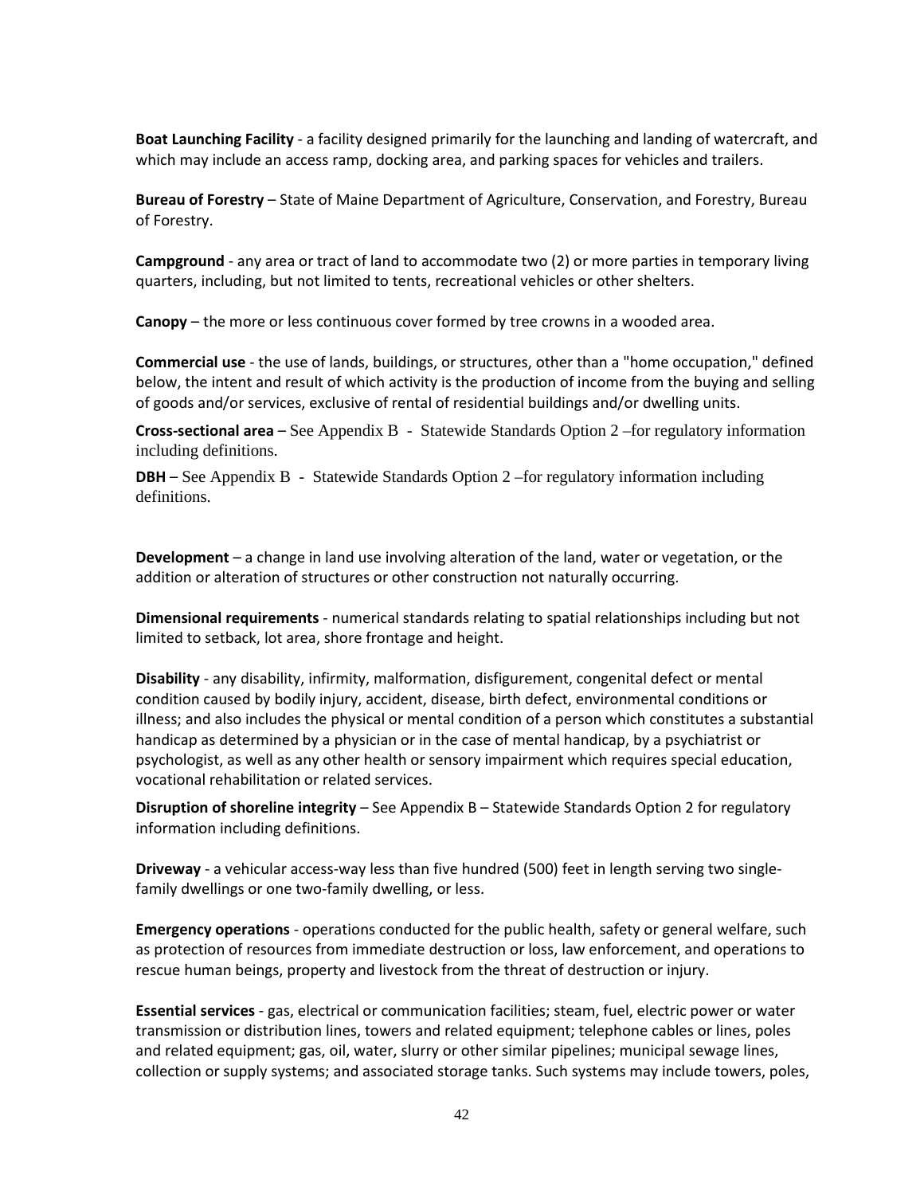**Boat Launching Facility** - a facility designed primarily for the launching and landing of watercraft, and which may include an access ramp, docking area, and parking spaces for vehicles and trailers.

**Bureau of Forestry** – State of Maine Department of Agriculture, Conservation, and Forestry, Bureau of Forestry.

**Campground** - any area or tract of land to accommodate two (2) or more parties in temporary living quarters, including, but not limited to tents, recreational vehicles or other shelters.

**Canopy** – the more or less continuous cover formed by tree crowns in a wooded area.

**Commercial use** - the use of lands, buildings, or structures, other than a "home occupation," defined below, the intent and result of which activity is the production of income from the buying and selling of goods and/or services, exclusive of rental of residential buildings and/or dwelling units.

**Cross-sectional area** – See Appendix B - Statewide Standards Option 2 –for regulatory information including definitions.

**DBH** – See Appendix B - Statewide Standards Option 2 –for regulatory information including definitions.

**Development** – a change in land use involving alteration of the land, water or vegetation, or the addition or alteration of structures or other construction not naturally occurring.

**Dimensional requirements** - numerical standards relating to spatial relationships including but not limited to setback, lot area, shore frontage and height.

**Disability** - any disability, infirmity, malformation, disfigurement, congenital defect or mental condition caused by bodily injury, accident, disease, birth defect, environmental conditions or illness; and also includes the physical or mental condition of a person which constitutes a substantial handicap as determined by a physician or in the case of mental handicap, by a psychiatrist or psychologist, as well as any other health or sensory impairment which requires special education, vocational rehabilitation or related services.

**Disruption of shoreline integrity** – See Appendix B – Statewide Standards Option 2 for regulatory information including definitions.

**Driveway** - a vehicular access-way less than five hundred (500) feet in length serving two single-family dwellings or one two-family dwelling, or less.

**Emergency operations** - operations conducted for the public health, safety or general welfare, such as protection of resources from immediate destruction or loss, law enforcement, and operations to rescue human beings, property and livestock from the threat of destruction or injury.

**Essential services** - gas, electrical or communication facilities; steam, fuel, electric power or water transmission or distribution lines, towers and related equipment; telephone cables or lines, poles and related equipment; gas, oil, water, slurry or other similar pipelines; municipal sewage lines, collection or supply systems; and associated storage tanks. Such systems may include towers, poles,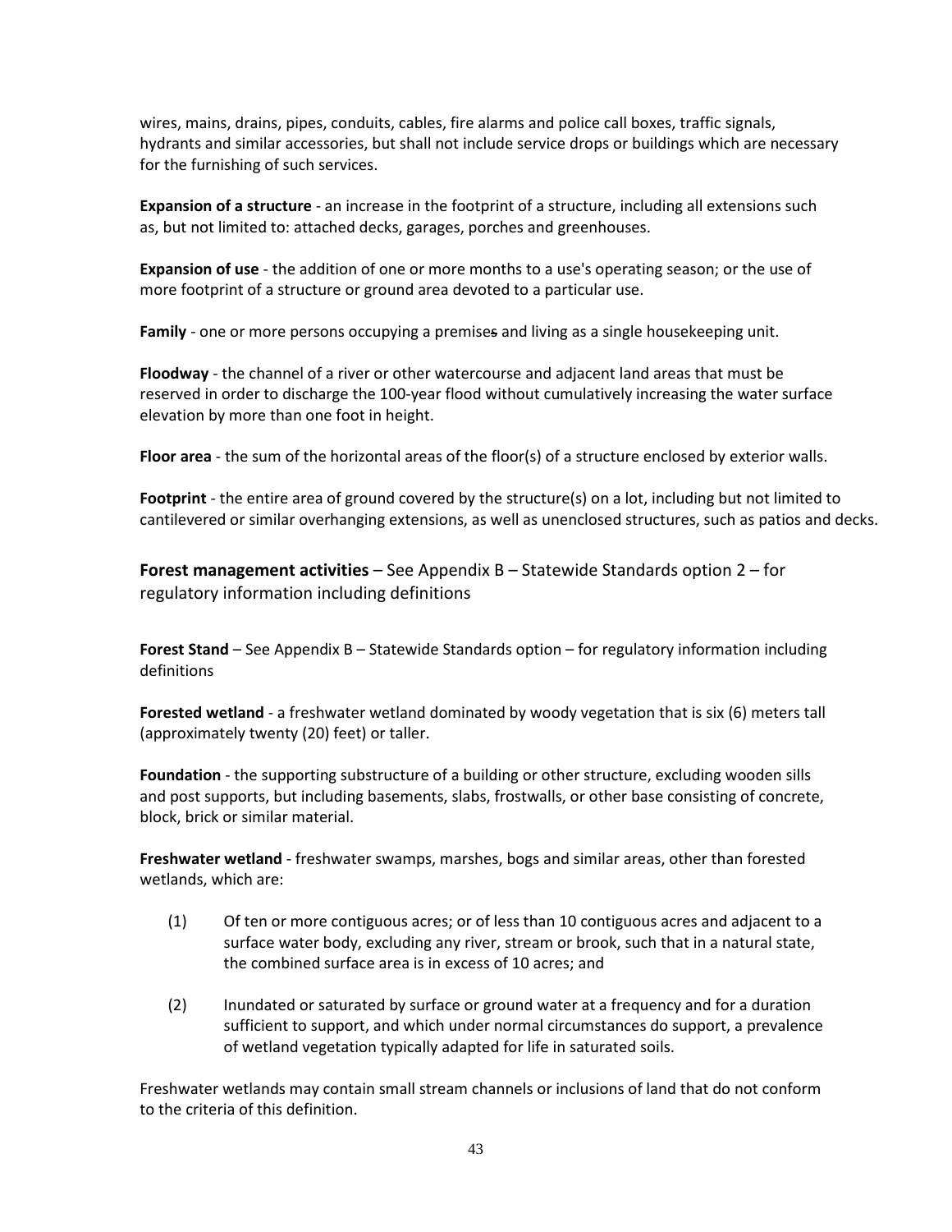wires, mains, drains, pipes, conduits, cables, fire alarms and police call boxes, traffic signals, hydrants and similar accessories, but shall not include service drops or buildings which are necessary for the furnishing of such services.

**Expansion of a structure** - an increase in the footprint of a structure, including all extensions such as, but not limited to: attached decks, garages, porches and greenhouses.

**Expansion of use** - the addition of one or more months to a use's operating season; or the use of more footprint of a structure or ground area devoted to a particular use.

**Family** - one or more persons occupying a premises and living as a single housekeeping unit.

**Floodway** - the channel of a river or other watercourse and adjacent land areas that must be reserved in order to discharge the 100-year flood without cumulatively increasing the water surface elevation by more than one foot in height.

**Floor area** - the sum of the horizontal areas of the floor(s) of a structure enclosed by exterior walls.

**Footprint** - the entire area of ground covered by the structure(s) on a lot, including but not limited to cantilevered or similar overhanging extensions, as well as unenclosed structures, such as patios and decks.

**Forest management activities** – See Appendix B – Statewide Standards option 2 – for regulatory information including definitions

**Forest Stand** – See Appendix B – Statewide Standards option – for regulatory information including definitions

**Forested wetland** - a freshwater wetland dominated by woody vegetation that is six (6) meters tall (approximately twenty (20) feet) or taller.

**Foundation** - the supporting substructure of a building or other structure, excluding wooden sills and post supports, but including basements, slabs, frostwalls, or other base consisting of concrete, block, brick or similar material.

**Freshwater wetland** - freshwater swamps, marshes, bogs and similar areas, other than forested wetlands, which are:

(1) Of ten or more contiguous acres; or of less than 10 contiguous acres and adjacent to a surface water body, excluding any river, stream or brook, such that in a natural state, the combined surface area is in excess of 10 acres; and

(2) Inundated or saturated by surface or ground water at a frequency and for a duration sufficient to support, and which under normal circumstances do support, a prevalence of wetland vegetation typically adapted for life in saturated soils.

Freshwater wetlands may contain small stream channels or inclusions of land that do not conform to the criteria of this definition.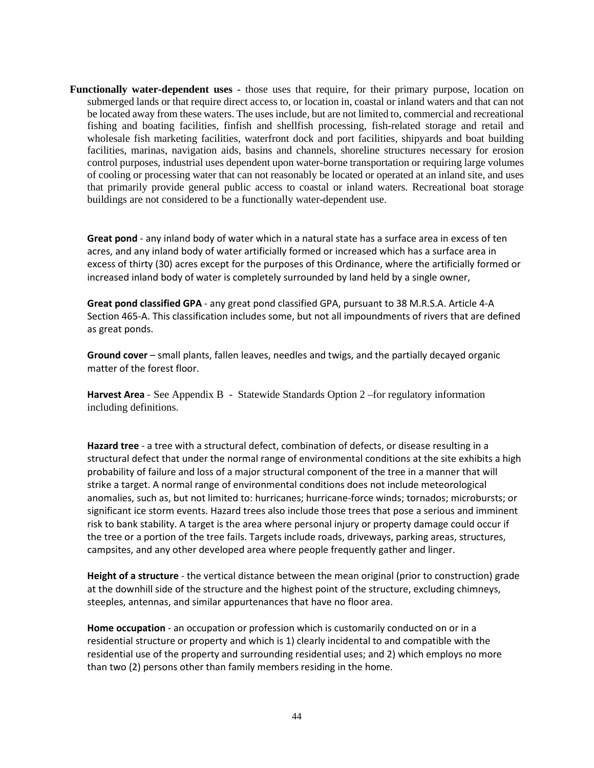**Functionally water-dependent uses** - those uses that require, for their primary purpose, location on submerged lands or that require direct access to, or location in, coastal or inland waters and that can not be located away from these waters. The uses include, but are not limited to, commercial and recreational fishing and boating facilities, finfish and shellfish processing, fish-related storage and retail and wholesale fish marketing facilities, waterfront dock and port facilities, shipyards and boat building facilities, marinas, navigation aids, basins and channels, shoreline structures necessary for erosion control purposes, industrial uses dependent upon water-borne transportation or requiring large volumes of cooling or processing water that can not reasonably be located or operated at an inland site, and uses that primarily provide general public access to coastal or inland waters. Recreational boat storage buildings are not considered to be a functionally water-dependent use.

**Great pond** - any inland body of water which in a natural state has a surface area in excess of ten acres, and any inland body of water artificially formed or increased which has a surface area in excess of thirty (30) acres except for the purposes of this Ordinance, where the artificially formed or increased inland body of water is completely surrounded by land held by a single owner,

**Great pond classified GPA** - any great pond classified GPA, pursuant to 38 M.R.S.A. Article 4-A Section 465-A. This classification includes some, but not all impoundments of rivers that are defined as great ponds.

**Ground cover** – small plants, fallen leaves, needles and twigs, and the partially decayed organic matter of the forest floor.

**Harvest Area** - See Appendix B - Statewide Standards Option 2 –for regulatory information including definitions.

**Hazard tree** - a tree with a structural defect, combination of defects, or disease resulting in a structural defect that under the normal range of environmental conditions at the site exhibits a high probability of failure and loss of a major structural component of the tree in a manner that will strike a target. A normal range of environmental conditions does not include meteorological anomalies, such as, but not limited to: hurricanes; hurricane-force winds; tornados; microbursts; or significant ice storm events. Hazard trees also include those trees that pose a serious and imminent risk to bank stability. A target is the area where personal injury or property damage could occur if the tree or a portion of the tree fails. Targets include roads, driveways, parking areas, structures, campsites, and any other developed area where people frequently gather and linger.

**Height of a structure** - the vertical distance between the mean original (prior to construction) grade at the downhill side of the structure and the highest point of the structure, excluding chimneys, steeples, antennas, and similar appurtenances that have no floor area.

**Home occupation** - an occupation or profession which is customarily conducted on or in a residential structure or property and which is 1) clearly incidental to and compatible with the residential use of the property and surrounding residential uses; and 2) which employs no more than two (2) persons other than family members residing in the home.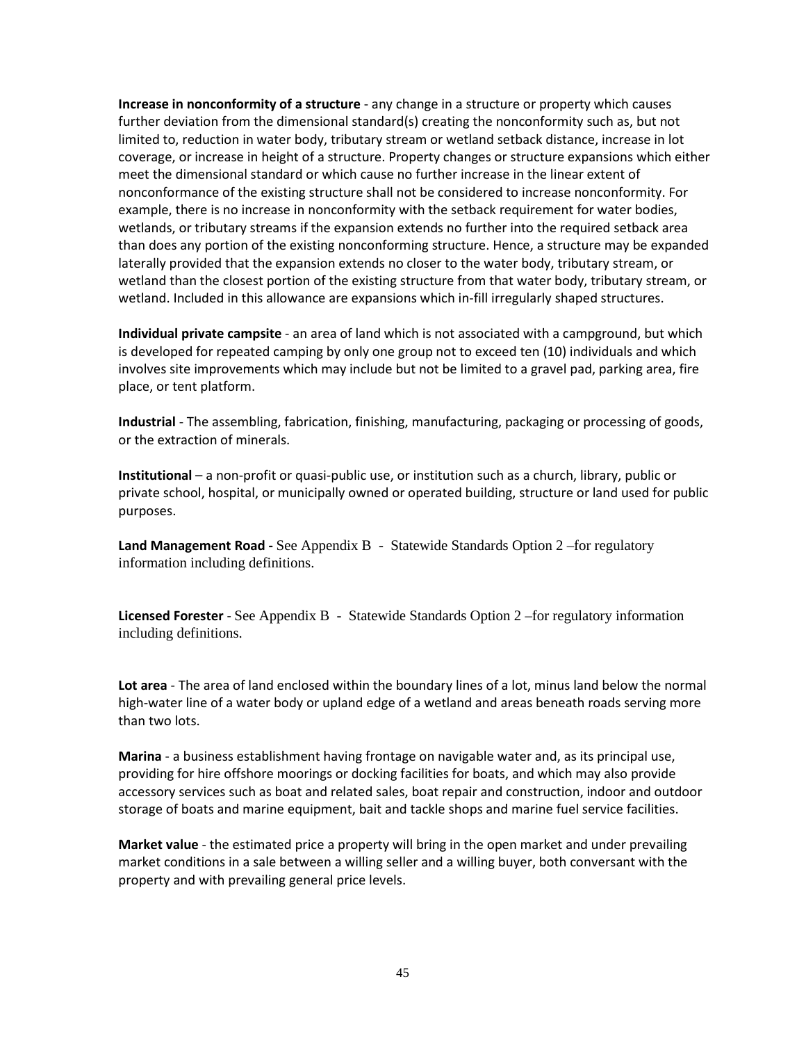**Increase in nonconformity of a structure** - any change in a structure or property which causes further deviation from the dimensional standard(s) creating the nonconformity such as, but not limited to, reduction in water body, tributary stream or wetland setback distance, increase in lot coverage, or increase in height of a structure. Property changes or structure expansions which either meet the dimensional standard or which cause no further increase in the linear extent of nonconformance of the existing structure shall not be considered to increase nonconformity. For example, there is no increase in nonconformity with the setback requirement for water bodies, wetlands, or tributary streams if the expansion extends no further into the required setback area than does any portion of the existing nonconforming structure. Hence, a structure may be expanded laterally provided that the expansion extends no closer to the water body, tributary stream, or wetland than the closest portion of the existing structure from that water body, tributary stream, or wetland. Included in this allowance are expansions which in-fill irregularly shaped structures.

**Individual private campsite** - an area of land which is not associated with a campground, but which is developed for repeated camping by only one group not to exceed ten (10) individuals and which involves site improvements which may include but not be limited to a gravel pad, parking area, fire place, or tent platform.

**Industrial** - The assembling, fabrication, finishing, manufacturing, packaging or processing of goods, or the extraction of minerals.

**Institutional** – a non-profit or quasi-public use, or institution such as a church, library, public or private school, hospital, or municipally owned or operated building, structure or land used for public purposes.

**Land Management Road -** See Appendix B - Statewide Standards Option 2 –for regulatory information including definitions.

**Licensed Forester** - See Appendix B - Statewide Standards Option 2 –for regulatory information including definitions.

**Lot area** - The area of land enclosed within the boundary lines of a lot, minus land below the normal high-water line of a water body or upland edge of a wetland and areas beneath roads serving more than two lots.

**Marina** - a business establishment having frontage on navigable water and, as its principal use, providing for hire offshore moorings or docking facilities for boats, and which may also provide accessory services such as boat and related sales, boat repair and construction, indoor and outdoor storage of boats and marine equipment, bait and tackle shops and marine fuel service facilities.

**Market value** - the estimated price a property will bring in the open market and under prevailing market conditions in a sale between a willing seller and a willing buyer, both conversant with the property and with prevailing general price levels.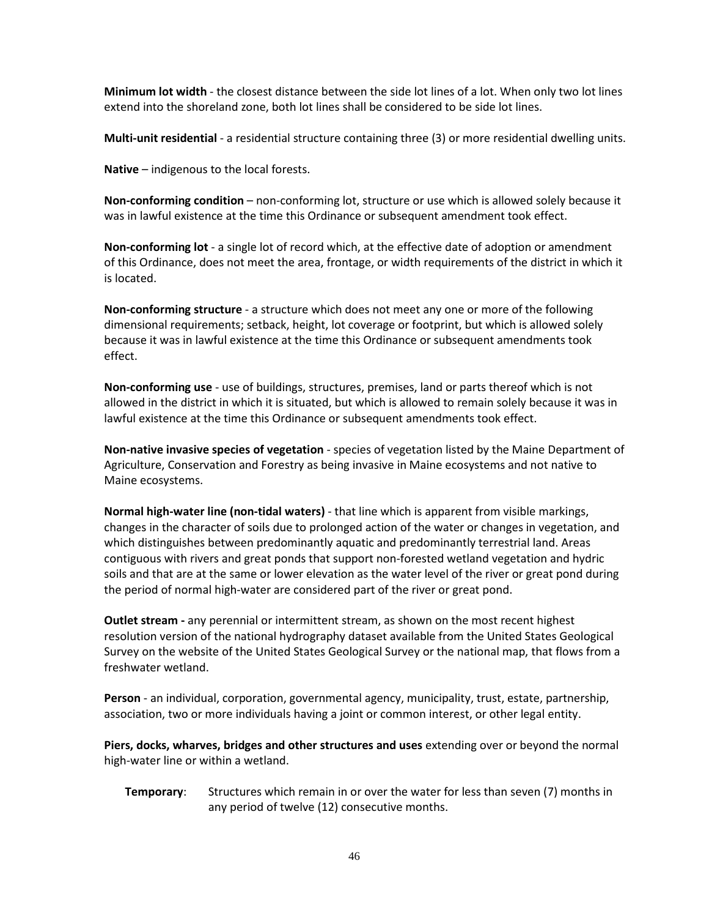**Minimum lot width** - the closest distance between the side lot lines of a lot. When only two lot lines extend into the shoreland zone, both lot lines shall be considered to be side lot lines.

**Multi-unit residential** - a residential structure containing three (3) or more residential dwelling units.

**Native** – indigenous to the local forests.

**Non-conforming condition** – non-conforming lot, structure or use which is allowed solely because it was in lawful existence at the time this Ordinance or subsequent amendment took effect.

**Non-conforming lot** - a single lot of record which, at the effective date of adoption or amendment of this Ordinance, does not meet the area, frontage, or width requirements of the district in which it is located.

**Non-conforming structure** - a structure which does not meet any one or more of the following dimensional requirements; setback, height, lot coverage or footprint, but which is allowed solely because it was in lawful existence at the time this Ordinance or subsequent amendments took effect.

**Non-conforming use** - use of buildings, structures, premises, land or parts thereof which is not allowed in the district in which it is situated, but which is allowed to remain solely because it was in lawful existence at the time this Ordinance or subsequent amendments took effect.

**Non-native invasive species of vegetation** - species of vegetation listed by the Maine Department of Agriculture, Conservation and Forestry as being invasive in Maine ecosystems and not native to Maine ecosystems.

**Normal high-water line (non-tidal waters)** - that line which is apparent from visible markings, changes in the character of soils due to prolonged action of the water or changes in vegetation, and which distinguishes between predominantly aquatic and predominantly terrestrial land. Areas contiguous with rivers and great ponds that support non-forested wetland vegetation and hydric soils and that are at the same or lower elevation as the water level of the river or great pond during the period of normal high-water are considered part of the river or great pond.

**Outlet stream -** any perennial or intermittent stream, as shown on the most recent highest resolution version of the national hydrography dataset available from the United States Geological Survey on the website of the United States Geological Survey or the national map, that flows from a freshwater wetland.

**Person** - an individual, corporation, governmental agency, municipality, trust, estate, partnership, association, two or more individuals having a joint or common interest, or other legal entity.

**Piers, docks, wharves, bridges and other structures and uses** extending over or beyond the normal high-water line or within a wetland.

**Temporary**: Structures which remain in or over the water for less than seven (7) months in any period of twelve (12) consecutive months.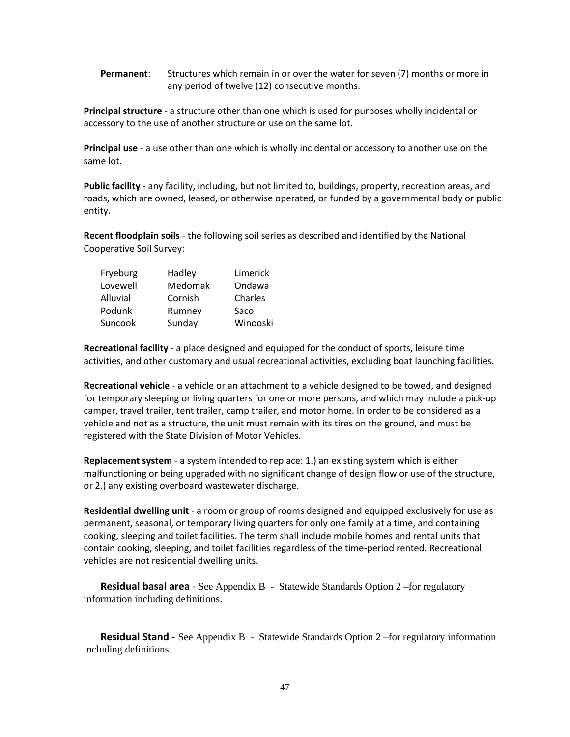**Permanent**: Structures which remain in or over the water for seven (7) months or more in any period of twelve (12) consecutive months.

**Principal structure** - a structure other than one which is used for purposes wholly incidental or accessory to the use of another structure or use on the same lot.

**Principal use** - a use other than one which is wholly incidental or accessory to another use on the same lot.

**Public facility** - any facility, including, but not limited to, buildings, property, recreation areas, and roads, which are owned, leased, or otherwise operated, or funded by a governmental body or public entity.

**Recent floodplain soils** - the following soil series as described and identified by the National Cooperative Soil Survey:

| | | |
|---|---|---|
| Fryeburg | Hadley | Limerick |
| Lovewell | Medomak | Ondawa |
| Alluvial | Cornish | Charles |
| Podunk | Rumney | Saco |
| Suncook | Sunday | Winooski |

**Recreational facility** - a place designed and equipped for the conduct of sports, leisure time activities, and other customary and usual recreational activities, excluding boat launching facilities.

**Recreational vehicle** - a vehicle or an attachment to a vehicle designed to be towed, and designed for temporary sleeping or living quarters for one or more persons, and which may include a pick-up camper, travel trailer, tent trailer, camp trailer, and motor home. In order to be considered as a vehicle and not as a structure, the unit must remain with its tires on the ground, and must be registered with the State Division of Motor Vehicles.

**Replacement system** - a system intended to replace: 1.) an existing system which is either malfunctioning or being upgraded with no significant change of design flow or use of the structure, or 2.) any existing overboard wastewater discharge.

**Residential dwelling unit** - a room or group of rooms designed and equipped exclusively for use as permanent, seasonal, or temporary living quarters for only one family at a time, and containing cooking, sleeping and toilet facilities. The term shall include mobile homes and rental units that contain cooking, sleeping, and toilet facilities regardless of the time-period rented. Recreational vehicles are not residential dwelling units.

**Residual basal area** - See Appendix B - Statewide Standards Option 2 –for regulatory information including definitions.

**Residual Stand** - See Appendix B - Statewide Standards Option 2 –for regulatory information including definitions.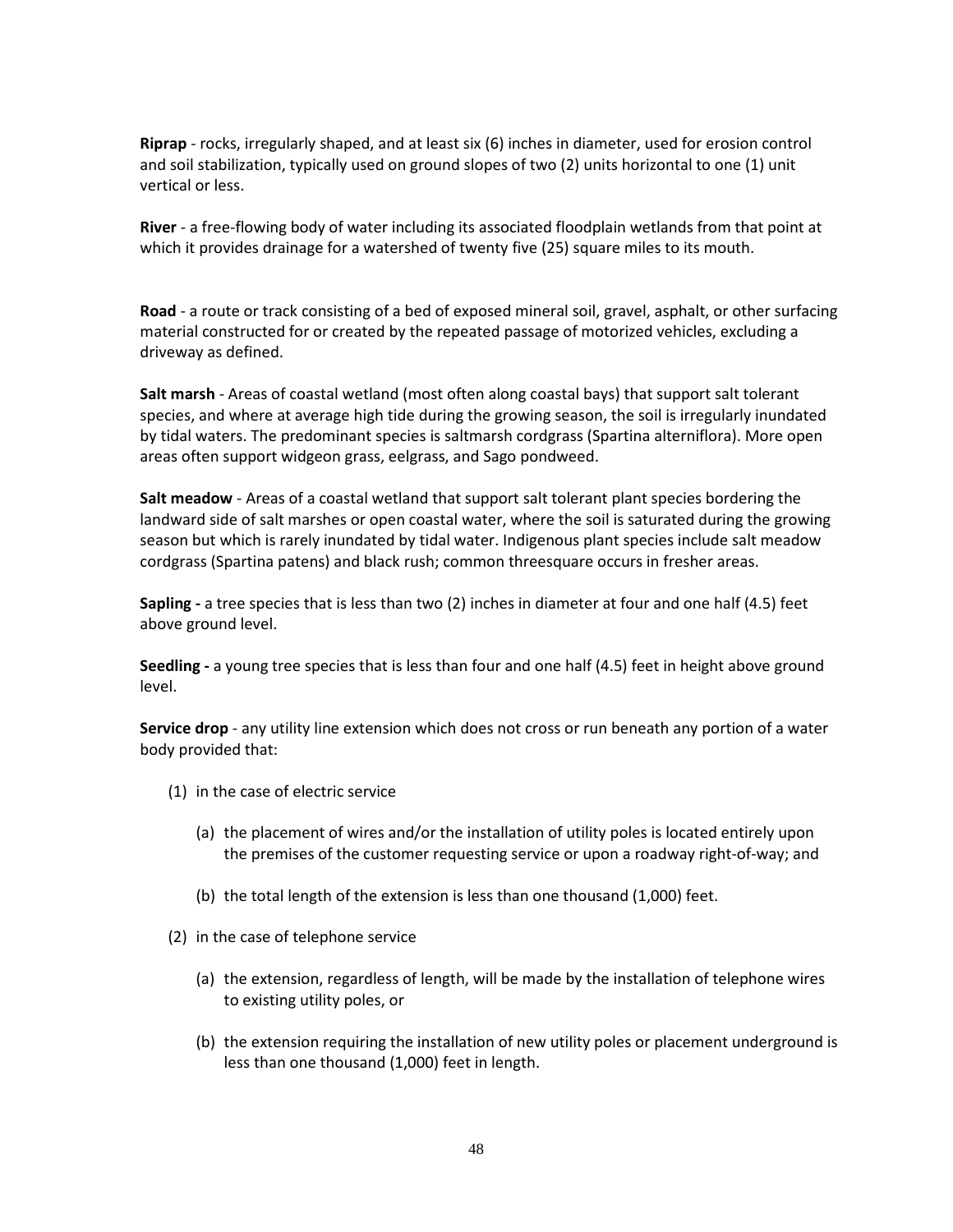**Riprap** - rocks, irregularly shaped, and at least six (6) inches in diameter, used for erosion control and soil stabilization, typically used on ground slopes of two (2) units horizontal to one (1) unit vertical or less.

**River** - a free-flowing body of water including its associated floodplain wetlands from that point at which it provides drainage for a watershed of twenty five (25) square miles to its mouth.

**Road** - a route or track consisting of a bed of exposed mineral soil, gravel, asphalt, or other surfacing material constructed for or created by the repeated passage of motorized vehicles, excluding a driveway as defined.

**Salt marsh** - Areas of coastal wetland (most often along coastal bays) that support salt tolerant species, and where at average high tide during the growing season, the soil is irregularly inundated by tidal waters. The predominant species is saltmarsh cordgrass (Spartina alterniflora). More open areas often support widgeon grass, eelgrass, and Sago pondweed.

**Salt meadow** - Areas of a coastal wetland that support salt tolerant plant species bordering the landward side of salt marshes or open coastal water, where the soil is saturated during the growing season but which is rarely inundated by tidal water. Indigenous plant species include salt meadow cordgrass (Spartina patens) and black rush; common threesquare occurs in fresher areas.

**Sapling -** a tree species that is less than two (2) inches in diameter at four and one half (4.5) feet above ground level.

**Seedling -** a young tree species that is less than four and one half (4.5) feet in height above ground level.

**Service drop** - any utility line extension which does not cross or run beneath any portion of a water body provided that:

(1) in the case of electric service

   (a) the placement of wires and/or the installation of utility poles is located entirely upon the premises of the customer requesting service or upon a roadway right-of-way; and

   (b) the total length of the extension is less than one thousand (1,000) feet.

(2) in the case of telephone service

   (a) the extension, regardless of length, will be made by the installation of telephone wires to existing utility poles, or

   (b) the extension requiring the installation of new utility poles or placement underground is less than one thousand (1,000) feet in length.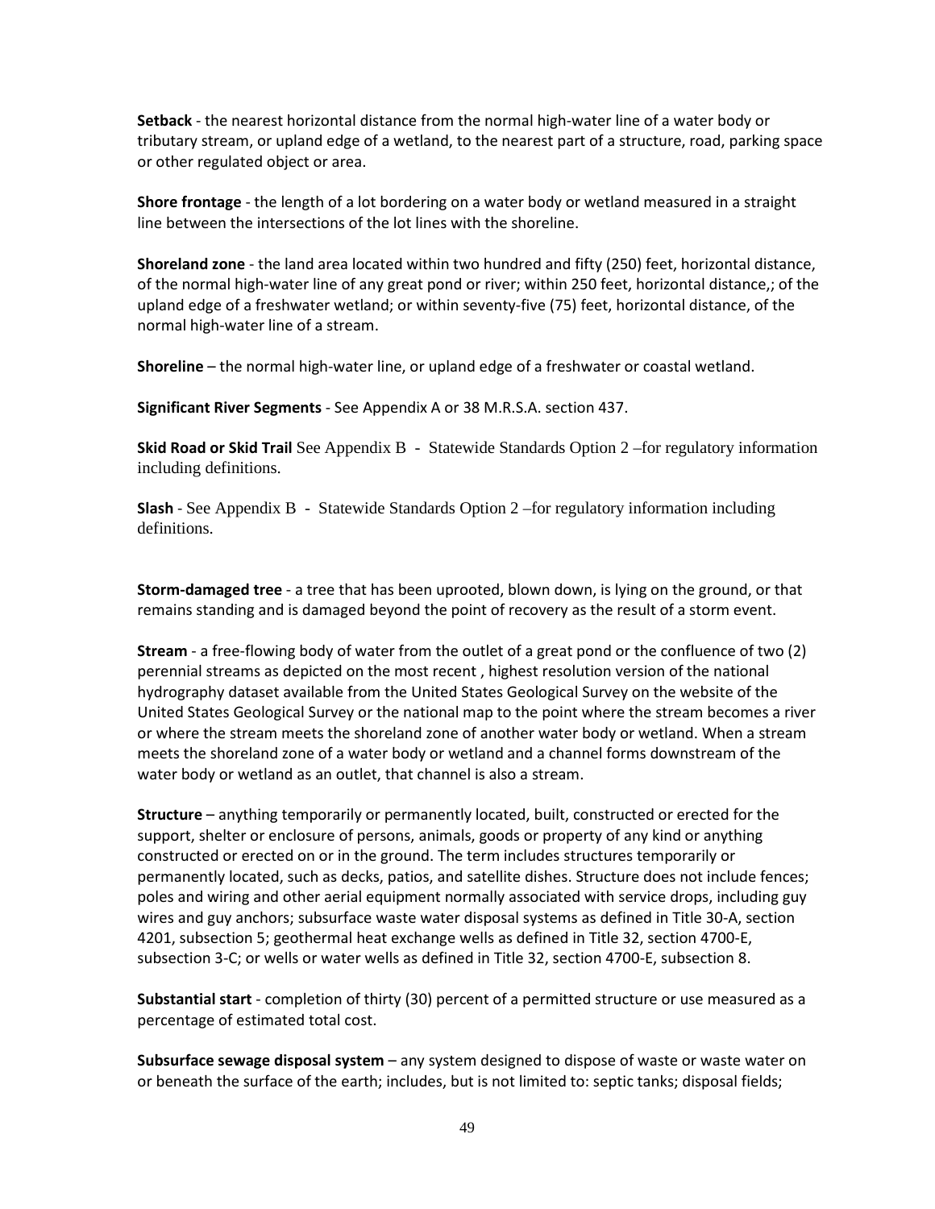**Setback** - the nearest horizontal distance from the normal high-water line of a water body or tributary stream, or upland edge of a wetland, to the nearest part of a structure, road, parking space or other regulated object or area.

**Shore frontage** - the length of a lot bordering on a water body or wetland measured in a straight line between the intersections of the lot lines with the shoreline.

**Shoreland zone** - the land area located within two hundred and fifty (250) feet, horizontal distance, of the normal high-water line of any great pond or river; within 250 feet, horizontal distance,; of the upland edge of a freshwater wetland; or within seventy-five (75) feet, horizontal distance, of the normal high-water line of a stream.

**Shoreline** – the normal high-water line, or upland edge of a freshwater or coastal wetland.

**Significant River Segments** - See Appendix A or 38 M.R.S.A. section 437.

**Skid Road or Skid Trail** See Appendix B - Statewide Standards Option 2 –for regulatory information including definitions.

**Slash** - See Appendix B - Statewide Standards Option 2 –for regulatory information including definitions.

**Storm-damaged tree** - a tree that has been uprooted, blown down, is lying on the ground, or that remains standing and is damaged beyond the point of recovery as the result of a storm event.

**Stream** - a free-flowing body of water from the outlet of a great pond or the confluence of two (2) perennial streams as depicted on the most recent , highest resolution version of the national hydrography dataset available from the United States Geological Survey on the website of the United States Geological Survey or the national map to the point where the stream becomes a river or where the stream meets the shoreland zone of another water body or wetland. When a stream meets the shoreland zone of a water body or wetland and a channel forms downstream of the water body or wetland as an outlet, that channel is also a stream.

**Structure** – anything temporarily or permanently located, built, constructed or erected for the support, shelter or enclosure of persons, animals, goods or property of any kind or anything constructed or erected on or in the ground. The term includes structures temporarily or permanently located, such as decks, patios, and satellite dishes. Structure does not include fences; poles and wiring and other aerial equipment normally associated with service drops, including guy wires and guy anchors; subsurface waste water disposal systems as defined in Title 30-A, section 4201, subsection 5; geothermal heat exchange wells as defined in Title 32, section 4700-E, subsection 3-C; or wells or water wells as defined in Title 32, section 4700-E, subsection 8.

**Substantial start** - completion of thirty (30) percent of a permitted structure or use measured as a percentage of estimated total cost.

**Subsurface sewage disposal system** – any system designed to dispose of waste or waste water on or beneath the surface of the earth; includes, but is not limited to: septic tanks; disposal fields;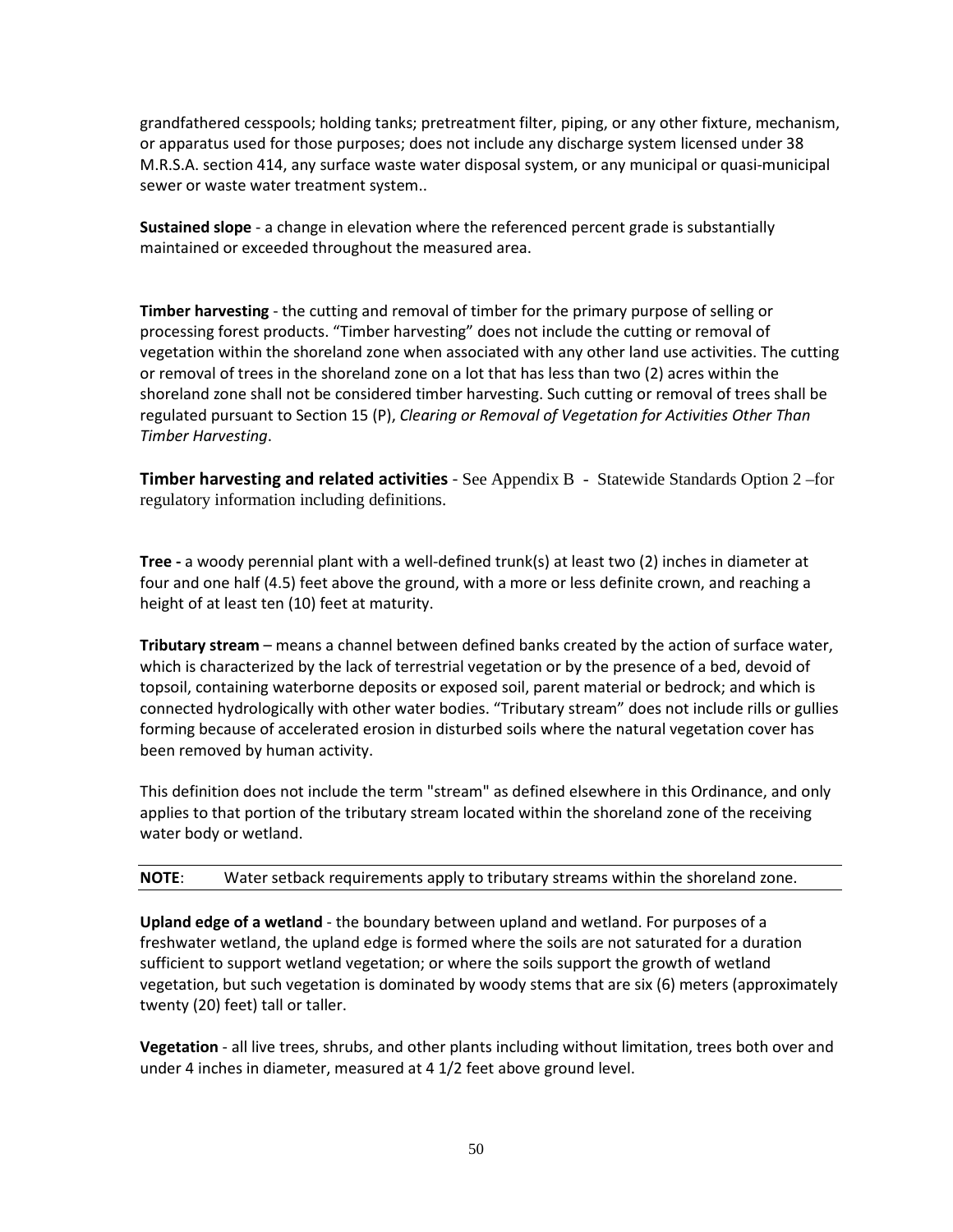grandfathered cesspools; holding tanks; pretreatment filter, piping, or any other fixture, mechanism, or apparatus used for those purposes; does not include any discharge system licensed under 38 M.R.S.A. section 414, any surface waste water disposal system, or any municipal or quasi-municipal sewer or waste water treatment system..

**Sustained slope** - a change in elevation where the referenced percent grade is substantially maintained or exceeded throughout the measured area.

**Timber harvesting** - the cutting and removal of timber for the primary purpose of selling or processing forest products. "Timber harvesting" does not include the cutting or removal of vegetation within the shoreland zone when associated with any other land use activities. The cutting or removal of trees in the shoreland zone on a lot that has less than two (2) acres within the shoreland zone shall not be considered timber harvesting. Such cutting or removal of trees shall be regulated pursuant to Section 15 (P), *Clearing or Removal of Vegetation for Activities Other Than Timber Harvesting*.

**Timber harvesting and related activities** - See Appendix B - Statewide Standards Option 2 –for regulatory information including definitions.

**Tree -** a woody perennial plant with a well-defined trunk(s) at least two (2) inches in diameter at four and one half (4.5) feet above the ground, with a more or less definite crown, and reaching a height of at least ten (10) feet at maturity.

**Tributary stream** – means a channel between defined banks created by the action of surface water, which is characterized by the lack of terrestrial vegetation or by the presence of a bed, devoid of topsoil, containing waterborne deposits or exposed soil, parent material or bedrock; and which is connected hydrologically with other water bodies. "Tributary stream" does not include rills or gullies forming because of accelerated erosion in disturbed soils where the natural vegetation cover has been removed by human activity.

This definition does not include the term "stream" as defined elsewhere in this Ordinance, and only applies to that portion of the tributary stream located within the shoreland zone of the receiving water body or wetland.

**NOTE**: Water setback requirements apply to tributary streams within the shoreland zone.

**Upland edge of a wetland** - the boundary between upland and wetland. For purposes of a freshwater wetland, the upland edge is formed where the soils are not saturated for a duration sufficient to support wetland vegetation; or where the soils support the growth of wetland vegetation, but such vegetation is dominated by woody stems that are six (6) meters (approximately twenty (20) feet) tall or taller.

**Vegetation** - all live trees, shrubs, and other plants including without limitation, trees both over and under 4 inches in diameter, measured at 4 1/2 feet above ground level.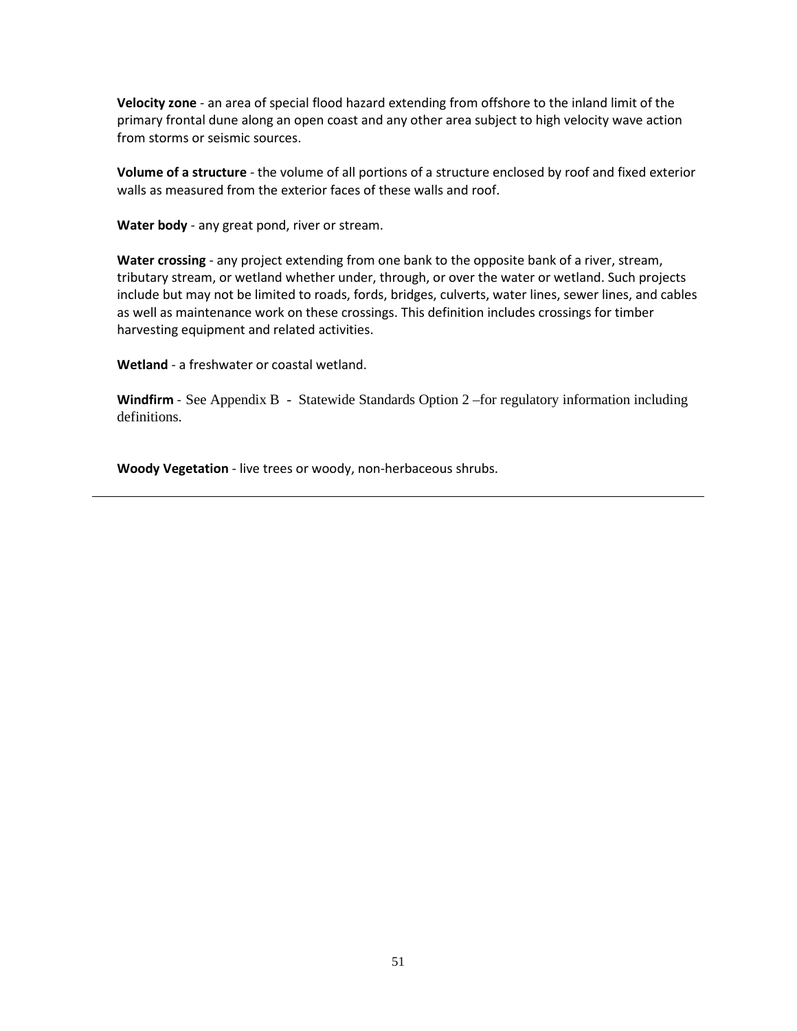**Velocity zone** - an area of special flood hazard extending from offshore to the inland limit of the primary frontal dune along an open coast and any other area subject to high velocity wave action from storms or seismic sources.

**Volume of a structure** - the volume of all portions of a structure enclosed by roof and fixed exterior walls as measured from the exterior faces of these walls and roof.

**Water body** - any great pond, river or stream.

**Water crossing** - any project extending from one bank to the opposite bank of a river, stream, tributary stream, or wetland whether under, through, or over the water or wetland. Such projects include but may not be limited to roads, fords, bridges, culverts, water lines, sewer lines, and cables as well as maintenance work on these crossings. This definition includes crossings for timber harvesting equipment and related activities.

**Wetland** - a freshwater or coastal wetland.

**Windfirm** - See Appendix B - Statewide Standards Option 2 –for regulatory information including definitions.

**Woody Vegetation** - live trees or woody, non-herbaceous shrubs.

---